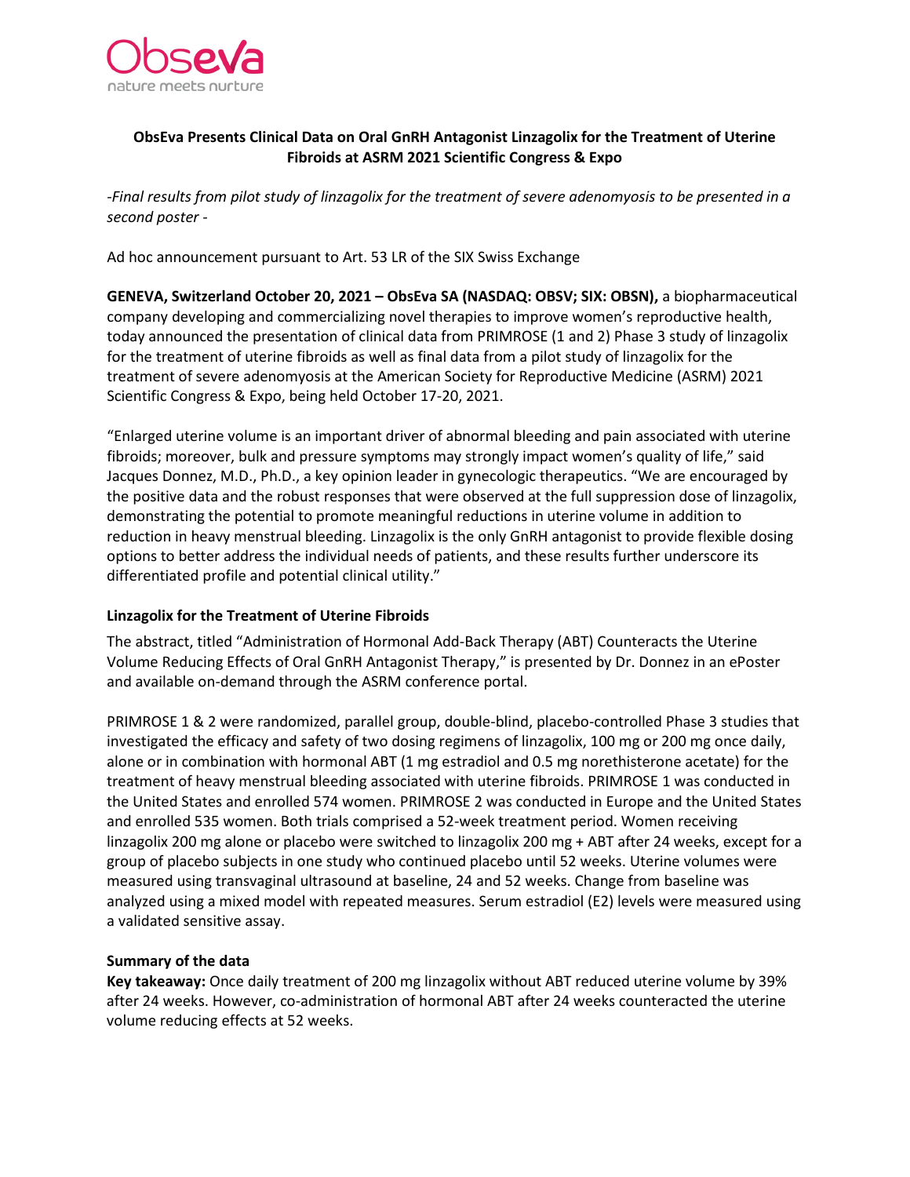Obseva
nature meets nurture

# ObsEva Presents Clinical Data on Oral GnRH Antagonist Linzagolix for the Treatment of Uterine Fibroids at ASRM 2021 Scientific Congress & Expo

*-Final results from pilot study of linzagolix for the treatment of severe adenomyosis to be presented in a second poster -*

Ad hoc announcement pursuant to Art. 53 LR of the SIX Swiss Exchange

**GENEVA, Switzerland October 20, 2021 – ObsEva SA (NASDAQ: OBSV; SIX: OBSN),** a biopharmaceutical company developing and commercializing novel therapies to improve women's reproductive health, today announced the presentation of clinical data from PRIMROSE (1 and 2) Phase 3 study of linzagolix for the treatment of uterine fibroids as well as final data from a pilot study of linzagolix for the treatment of severe adenomyosis at the American Society for Reproductive Medicine (ASRM) 2021 Scientific Congress & Expo, being held October 17-20, 2021.

"Enlarged uterine volume is an important driver of abnormal bleeding and pain associated with uterine fibroids; moreover, bulk and pressure symptoms may strongly impact women's quality of life," said Jacques Donnez, M.D., Ph.D., a key opinion leader in gynecologic therapeutics. "We are encouraged by the positive data and the robust responses that were observed at the full suppression dose of linzagolix, demonstrating the potential to promote meaningful reductions in uterine volume in addition to reduction in heavy menstrual bleeding. Linzagolix is the only GnRH antagonist to provide flexible dosing options to better address the individual needs of patients, and these results further underscore its differentiated profile and potential clinical utility."

## Linzagolix for the Treatment of Uterine Fibroids

The abstract, titled "Administration of Hormonal Add-Back Therapy (ABT) Counteracts the Uterine Volume Reducing Effects of Oral GnRH Antagonist Therapy," is presented by Dr. Donnez in an ePoster and available on-demand through the ASRM conference portal.

PRIMROSE 1 & 2 were randomized, parallel group, double-blind, placebo-controlled Phase 3 studies that investigated the efficacy and safety of two dosing regimens of linzagolix, 100 mg or 200 mg once daily, alone or in combination with hormonal ABT (1 mg estradiol and 0.5 mg norethisterone acetate) for the treatment of heavy menstrual bleeding associated with uterine fibroids. PRIMROSE 1 was conducted in the United States and enrolled 574 women. PRIMROSE 2 was conducted in Europe and the United States and enrolled 535 women. Both trials comprised a 52-week treatment period. Women receiving linzagolix 200 mg alone or placebo were switched to linzagolix 200 mg + ABT after 24 weeks, except for a group of placebo subjects in one study who continued placebo until 52 weeks. Uterine volumes were measured using transvaginal ultrasound at baseline, 24 and 52 weeks. Change from baseline was analyzed using a mixed model with repeated measures. Serum estradiol (E2) levels were measured using a validated sensitive assay.

## Summary of the data

**Key takeaway:** Once daily treatment of 200 mg linzagolix without ABT reduced uterine volume by 39% after 24 weeks. However, co-administration of hormonal ABT after 24 weeks counteracted the uterine volume reducing effects at 52 weeks.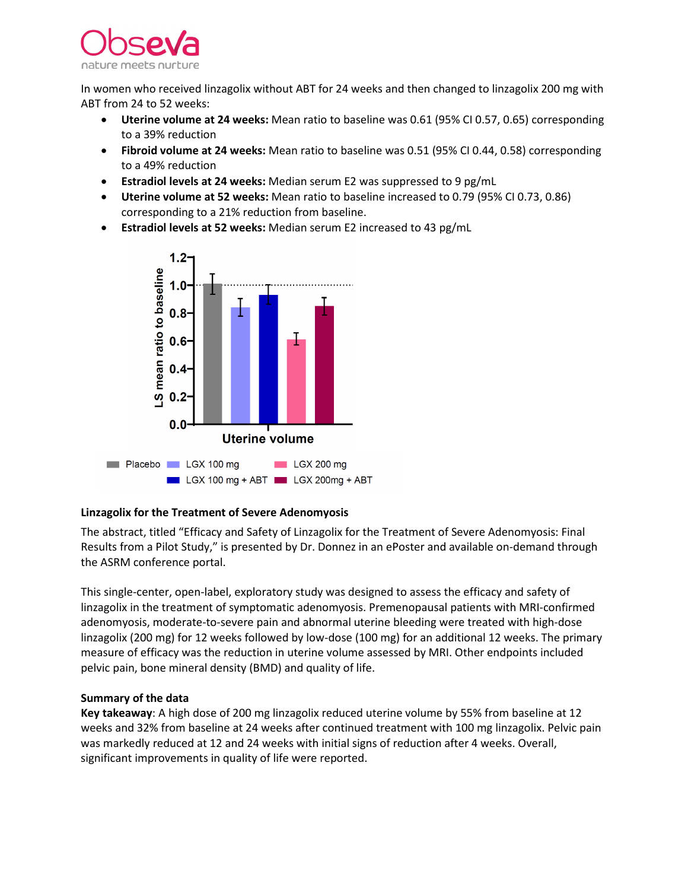In women who received linzagolix without ABT for 24 weeks and then changed to linzagolix 200 mg with ABT from 24 to 52 weeks:

- **Uterine volume at 24 weeks:** Mean ratio to baseline was 0.61 (95% CI 0.57, 0.65) corresponding to a 39% reduction
- **Fibroid volume at 24 weeks:** Mean ratio to baseline was 0.51 (95% CI 0.44, 0.58) corresponding to a 49% reduction
- **Estradiol levels at 24 weeks:** Median serum E2 was suppressed to 9 pg/mL
- **Uterine volume at 52 weeks:** Mean ratio to baseline increased to 0.79 (95% CI 0.73, 0.86) corresponding to a 21% reduction from baseline.
- **Estradiol levels at 52 weeks:** Median serum E2 increased to 43 pg/mL

### Linzagolix for the Treatment of Severe Adenomyosis

The abstract, titled "Efficacy and Safety of Linzagolix for the Treatment of Severe Adenomyosis: Final Results from a Pilot Study," is presented by Dr. Donnez in an ePoster and available on-demand through the ASRM conference portal.

This single-center, open-label, exploratory study was designed to assess the efficacy and safety of linzagolix in the treatment of symptomatic adenomyosis. Premenopausal patients with MRI-confirmed adenomyosis, moderate-to-severe pain and abnormal uterine bleeding were treated with high-dose linzagolix (200 mg) for 12 weeks followed by low-dose (100 mg) for an additional 12 weeks. The primary measure of efficacy was the reduction in uterine volume assessed by MRI. Other endpoints included pelvic pain, bone mineral density (BMD) and quality of life.

### Summary of the data

**Key takeaway**: A high dose of 200 mg linzagolix reduced uterine volume by 55% from baseline at 12 weeks and 32% from baseline at 24 weeks after continued treatment with 100 mg linzagolix. Pelvic pain was markedly reduced at 12 and 24 weeks with initial signs of reduction after 4 weeks. Overall, significant improvements in quality of life were reported.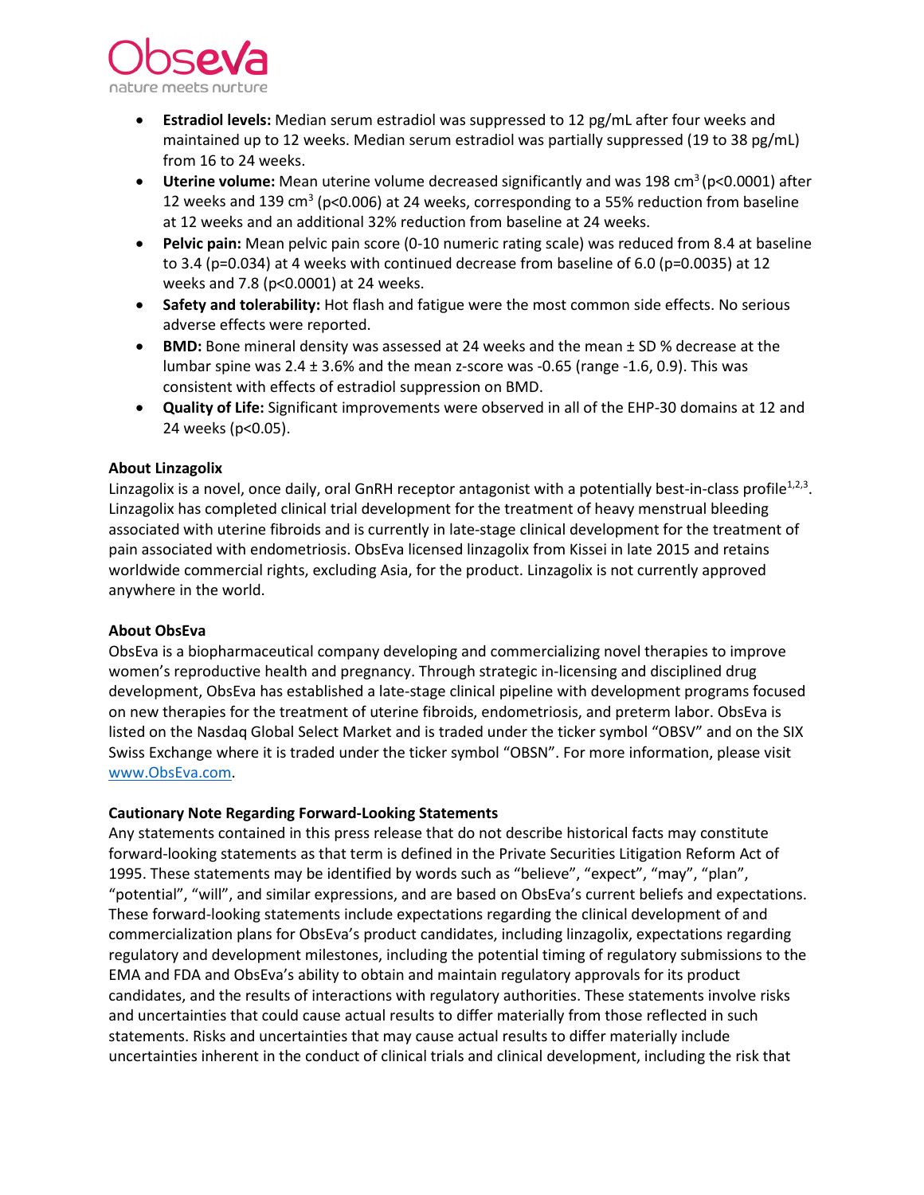- **Estradiol levels:** Median serum estradiol was suppressed to 12 pg/mL after four weeks and maintained up to 12 weeks. Median serum estradiol was partially suppressed (19 to 38 pg/mL) from 16 to 24 weeks.
- **Uterine volume:** Mean uterine volume decreased significantly and was 198 $cm^3$ ($p<0.0001$) after 12 weeks and 139 $cm^3$ ($p<0.006$) at 24 weeks, corresponding to a 55% reduction from baseline at 12 weeks and an additional 32% reduction from baseline at 24 weeks.
- **Pelvic pain:** Mean pelvic pain score (0-10 numeric rating scale) was reduced from 8.4 at baseline to 3.4 ($p=0.034$) at 4 weeks with continued decrease from baseline of 6.0 ($p=0.0035$) at 12 weeks and 7.8 ($p<0.0001$) at 24 weeks.
- **Safety and tolerability:** Hot flash and fatigue were the most common side effects. No serious adverse effects were reported.
- **BMD:** Bone mineral density was assessed at 24 weeks and the mean ± SD % decrease at the lumbar spine was 2.4 ± 3.6% and the mean z-score was -0.65 (range -1.6, 0.9). This was consistent with effects of estradiol suppression on BMD.
- **Quality of Life:** Significant improvements were observed in all of the EHP-30 domains at 12 and 24 weeks ($p<0.05$).

**About Linzagolix**

Linzagolix is a novel, once daily, oral GnRH receptor antagonist with a potentially best-in-class profile[1,2,3]. Linzagolix has completed clinical trial development for the treatment of heavy menstrual bleeding associated with uterine fibroids and is currently in late-stage clinical development for the treatment of pain associated with endometriosis. ObsEva licensed linzagolix from Kissei in late 2015 and retains worldwide commercial rights, excluding Asia, for the product. Linzagolix is not currently approved anywhere in the world.

**About ObsEva**

ObsEva is a biopharmaceutical company developing and commercializing novel therapies to improve women's reproductive health and pregnancy. Through strategic in-licensing and disciplined drug development, ObsEva has established a late-stage clinical pipeline with development programs focused on new therapies for the treatment of uterine fibroids, endometriosis, and preterm labor. ObsEva is listed on the Nasdaq Global Select Market and is traded under the ticker symbol "OBSV" and on the SIX Swiss Exchange where it is traded under the ticker symbol "OBSN". For more information, please visit www.ObsEva.com.

**Cautionary Note Regarding Forward-Looking Statements**

Any statements contained in this press release that do not describe historical facts may constitute forward-looking statements as that term is defined in the Private Securities Litigation Reform Act of 1995. These statements may be identified by words such as "believe", "expect", "may", "plan", "potential", "will", and similar expressions, and are based on ObsEva's current beliefs and expectations. These forward-looking statements include expectations regarding the clinical development of and commercialization plans for ObsEva's product candidates, including linzagolix, expectations regarding regulatory and development milestones, including the potential timing of regulatory submissions to the EMA and FDA and ObsEva's ability to obtain and maintain regulatory approvals for its product candidates, and the results of interactions with regulatory authorities. These statements involve risks and uncertainties that could cause actual results to differ materially from those reflected in such statements. Risks and uncertainties that may cause actual results to differ materially include uncertainties inherent in the conduct of clinical trials and clinical development, including the risk that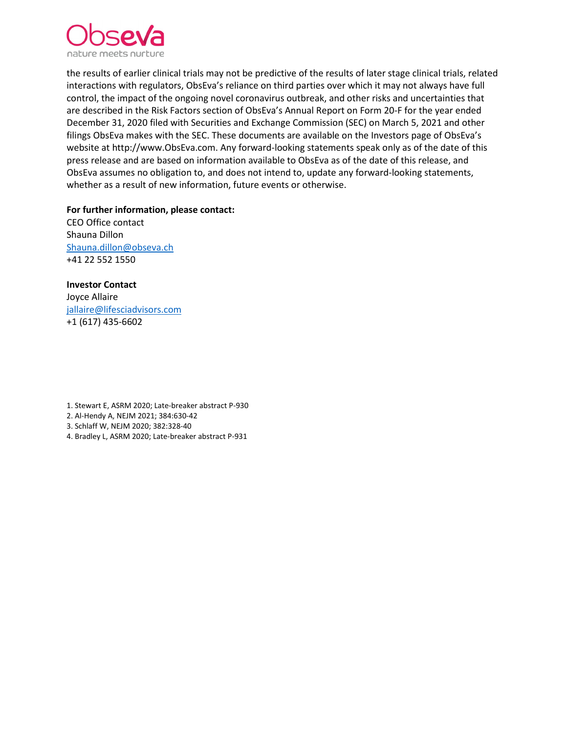the results of earlier clinical trials may not be predictive of the results of later stage clinical trials, related interactions with regulators, ObsEva's reliance on third parties over which it may not always have full control, the impact of the ongoing novel coronavirus outbreak, and other risks and uncertainties that are described in the Risk Factors section of ObsEva's Annual Report on Form 20-F for the year ended December 31, 2020 filed with Securities and Exchange Commission (SEC) on March 5, 2021 and other filings ObsEva makes with the SEC. These documents are available on the Investors page of ObsEva's website at http://www.ObsEva.com. Any forward-looking statements speak only as of the date of this press release and are based on information available to ObsEva as of the date of this release, and ObsEva assumes no obligation to, and does not intend to, update any forward-looking statements, whether as a result of new information, future events or otherwise.

**For further information, please contact:**
CEO Office contact
Shauna Dillon
Shauna.dillon@obseva.ch
+41 22 552 1550

**Investor Contact**
Joyce Allaire
jallaire@lifesciadvisors.com
+1 (617) 435-6602

1. Stewart E, ASRM 2020; Late-breaker abstract P-930
2. Al-Hendy A, NEJM 2021; 384:630-42
3. Schlaff W, NEJM 2020; 382:328-40
4. Bradley L, ASRM 2020; Late-breaker abstract P-931